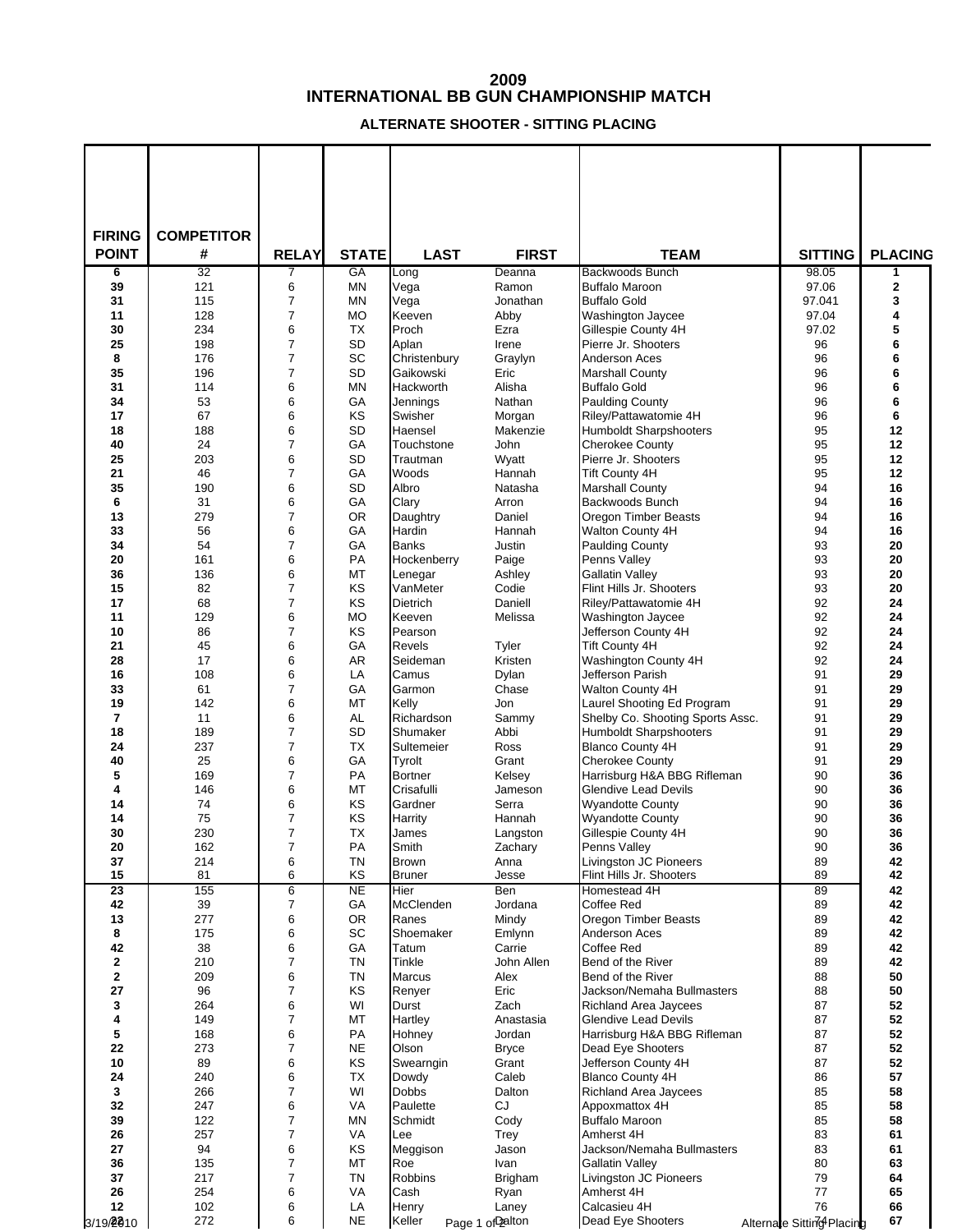# 2009
# INTERNATIONAL BB GUN CHAMPIONSHIP MATCH

### ALTERNATE SHOOTER - SITTING PLACING

| FIRING POINT | COMPETITOR # | RELAY | STATE | LAST | FIRST | TEAM | SITTING | PLACING |
|---|---|---|---|---|---|---|---|---|
| 6 | 32 | 7 | GA | Long | Deanna | Backwoods Bunch | 98.05 | 1 |
| 39 | 121 | 6 | MN | Vega | Ramon | Buffalo Maroon | 97.06 | 2 |
| 31 | 115 | 7 | MN | Vega | Jonathan | Buffalo Gold | 97.041 | 3 |
| 11 | 128 | 7 | MO | Keeven | Abby | Washington Jaycee | 97.04 | 4 |
| 30 | 234 | 6 | TX | Proch | Ezra | Gillespie County 4H | 97.02 | 5 |
| 25 | 198 | 7 | SD | Aplan | Irene | Pierre Jr. Shooters | 96 | 6 |
| 8 | 176 | 7 | SC | Christenbury | Graylyn | Anderson Aces | 96 | 6 |
| 35 | 196 | 7 | SD | Gaikowski | Eric | Marshall County | 96 | 6 |
| 31 | 114 | 6 | MN | Hackworth | Alisha | Buffalo Gold | 96 | 6 |
| 34 | 53 | 6 | GA | Jennings | Nathan | Paulding County | 96 | 6 |
| 17 | 67 | 6 | KS | Swisher | Morgan | Riley/Pattawatomie 4H | 96 | 6 |
| 18 | 188 | 6 | SD | Haensel | Makenzie | Humboldt Sharpshooters | 95 | 12 |
| 40 | 24 | 7 | GA | Touchstone | John | Cherokee County | 95 | 12 |
| 25 | 203 | 6 | SD | Trautman | Wyatt | Pierre Jr. Shooters | 95 | 12 |
| 21 | 46 | 7 | GA | Woods | Hannah | Tift County 4H | 95 | 12 |
| 35 | 190 | 6 | SD | Albro | Natasha | Marshall County | 94 | 16 |
| 6 | 31 | 6 | GA | Clary | Arron | Backwoods Bunch | 94 | 16 |
| 13 | 279 | 7 | OR | Daughtry | Daniel | Oregon Timber Beasts | 94 | 16 |
| 33 | 56 | 6 | GA | Hardin | Hannah | Walton County 4H | 94 | 16 |
| 34 | 54 | 7 | GA | Banks | Justin | Paulding County | 93 | 20 |
| 20 | 161 | 6 | PA | Hockenberry | Paige | Penns Valley | 93 | 20 |
| 36 | 136 | 6 | MT | Lenegar | Ashley | Gallatin Valley | 93 | 20 |
| 15 | 82 | 7 | KS | VanMeter | Codie | Flint Hills Jr. Shooters | 93 | 20 |
| 17 | 68 | 7 | KS | Dietrich | Daniell | Riley/Pattawatomie 4H | 92 | 24 |
| 11 | 129 | 6 | MO | Keeven | Melissa | Washington Jaycee | 92 | 24 |
| 10 | 86 | 7 | KS | Pearson | | Jefferson County 4H | 92 | 24 |
| 21 | 45 | 6 | GA | Revels | Tyler | Tift County 4H | 92 | 24 |
| 28 | 17 | 6 | AR | Seideman | Kristen | Washington County 4H | 92 | 24 |
| 16 | 108 | 6 | LA | Camus | Dylan | Jefferson Parish | 91 | 29 |
| 33 | 61 | 7 | GA | Garmon | Chase | Walton County 4H | 91 | 29 |
| 19 | 142 | 6 | MT | Kelly | Jon | Laurel Shooting Ed Program | 91 | 29 |
| 7 | 11 | 6 | AL | Richardson | Sammy | Shelby Co. Shooting Sports Assc. | 91 | 29 |
| 18 | 189 | 7 | SD | Shumaker | Abbi | Humboldt Sharpshooters | 91 | 29 |
| 24 | 237 | 7 | TX | Sultemeier | Ross | Blanco County 4H | 91 | 29 |
| 40 | 25 | 6 | GA | Tyrolt | Grant | Cherokee County | 91 | 29 |
| 5 | 169 | 7 | PA | Bortner | Kelsey | Harrisburg H&A BBG Rifleman | 90 | 36 |
| 4 | 146 | 6 | MT | Crisafulli | Jameson | Glendive Lead Devils | 90 | 36 |
| 14 | 74 | 6 | KS | Gardner | Serra | Wyandotte County | 90 | 36 |
| 14 | 75 | 7 | KS | Harrity | Hannah | Wyandotte County | 90 | 36 |
| 30 | 230 | 7 | TX | James | Langston | Gillespie County 4H | 90 | 36 |
| 20 | 162 | 7 | PA | Smith | Zachary | Penns Valley | 90 | 36 |
| 37 | 214 | 6 | TN | Brown | Anna | Livingston JC Pioneers | 89 | 42 |
| 15 | 81 | 6 | KS | Bruner | Jesse | Flint Hills Jr. Shooters | 89 | 42 |
| 23 | 155 | 6 | NE | Hier | Ben | Homestead 4H | 89 | 42 |
| 42 | 39 | 7 | GA | McClenden | Jordana | Coffee Red | 89 | 42 |
| 13 | 277 | 6 | OR | Ranes | Mindy | Oregon Timber Beasts | 89 | 42 |
| 8 | 175 | 6 | SC | Shoemaker | Emlynn | Anderson Aces | 89 | 42 |
| 42 | 38 | 6 | GA | Tatum | Carrie | Coffee Red | 89 | 42 |
| 2 | 210 | 7 | TN | Tinkle | John Allen | Bend of the River | 89 | 42 |
| 2 | 209 | 6 | TN | Marcus | Alex | Bend of the River | 88 | 50 |
| 27 | 96 | 7 | KS | Renyer | Eric | Jackson/Nemaha Bullmasters | 88 | 50 |
| 3 | 264 | 6 | WI | Durst | Zach | Richland Area Jaycees | 87 | 52 |
| 4 | 149 | 7 | MT | Hartley | Anastasia | Glendive Lead Devils | 87 | 52 |
| 5 | 168 | 6 | PA | Hohney | Jordan | Harrisburg H&A BBG Rifleman | 87 | 52 |
| 22 | 273 | 7 | NE | Olson | Bryce | Dead Eye Shooters | 87 | 52 |
| 10 | 89 | 6 | KS | Swearngin | Grant | Jefferson County 4H | 87 | 52 |
| 24 | 240 | 6 | TX | Dowdy | Caleb | Blanco County 4H | 86 | 57 |
| 3 | 266 | 7 | WI | Dobbs | Dalton | Richland Area Jaycees | 85 | 58 |
| 32 | 247 | 6 | VA | Paulette | CJ | Appoxmattox 4H | 85 | 58 |
| 39 | 122 | 7 | MN | Schmidt | Cody | Buffalo Maroon | 85 | 58 |
| 26 | 257 | 7 | VA | Lee | Trey | Amherst 4H | 83 | 61 |
| 27 | 94 | 6 | KS | Meggison | Jason | Jackson/Nemaha Bullmasters | 83 | 61 |
| 36 | 135 | 7 | MT | Roe | Ivan | Gallatin Valley | 80 | 63 |
| 37 | 217 | 7 | TN | Robbins | Brigham | Livingston JC Pioneers | 79 | 64 |
| 26 | 254 | 6 | VA | Cash | Ryan | Amherst 4H | 77 | 65 |
| 12 | 102 | 6 | LA | Henry | Laney | Calcasieu 4H | 76 | 66 |
| 22 | 272 | 6 | NE | Keller | Dalton | Dead Eye Shooters | 74 | 67 |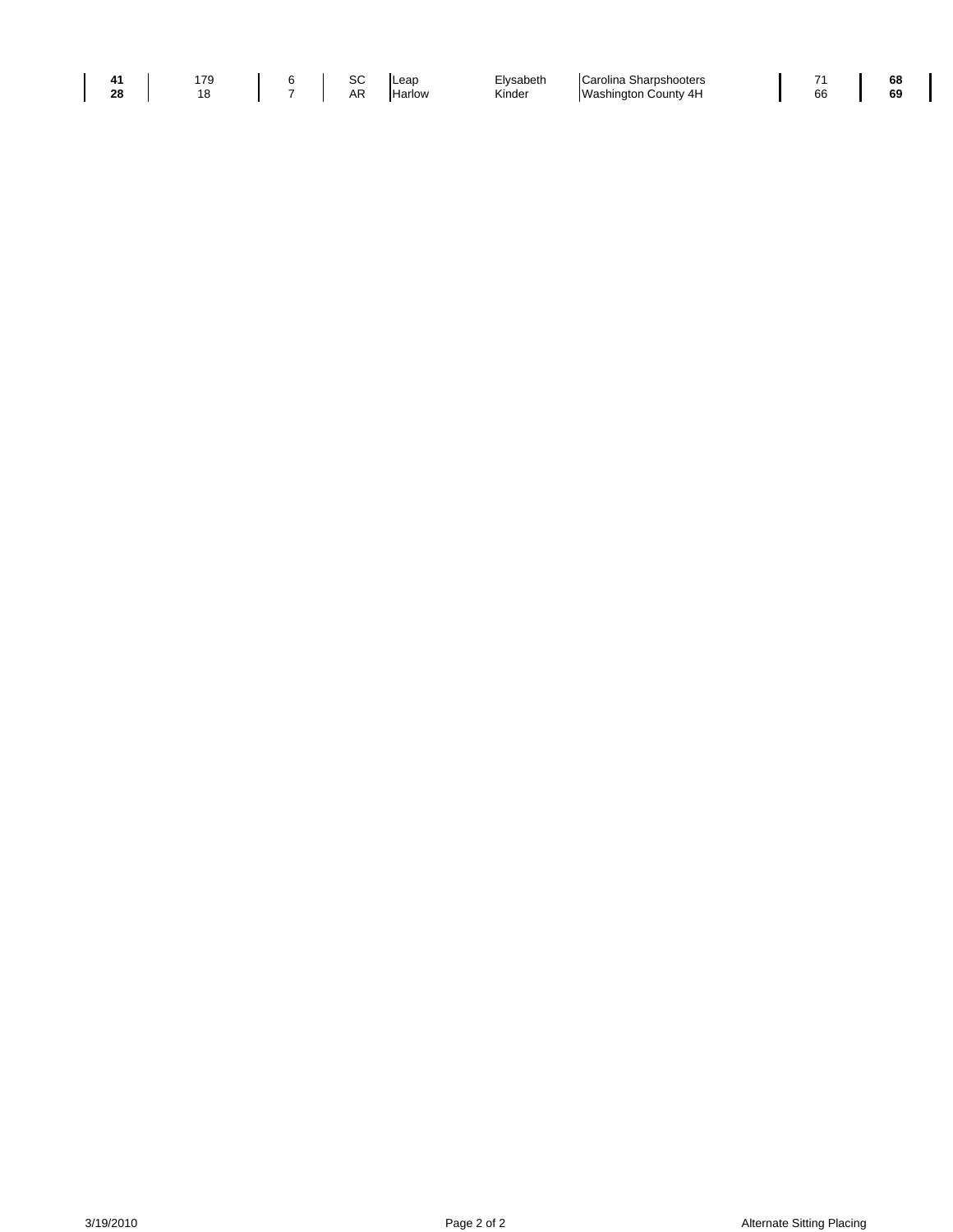| | | | | | | | | |
|---|---|---|---|---|---|---|---|---|
| **41** | 179 | 6 | SC | Leap | Elysabeth | Carolina Sharpshooters | 71 | **68** |
| **28** | 18 | 7 | AR | Harlow | Kinder | Washington County 4H | 66 | **69** |